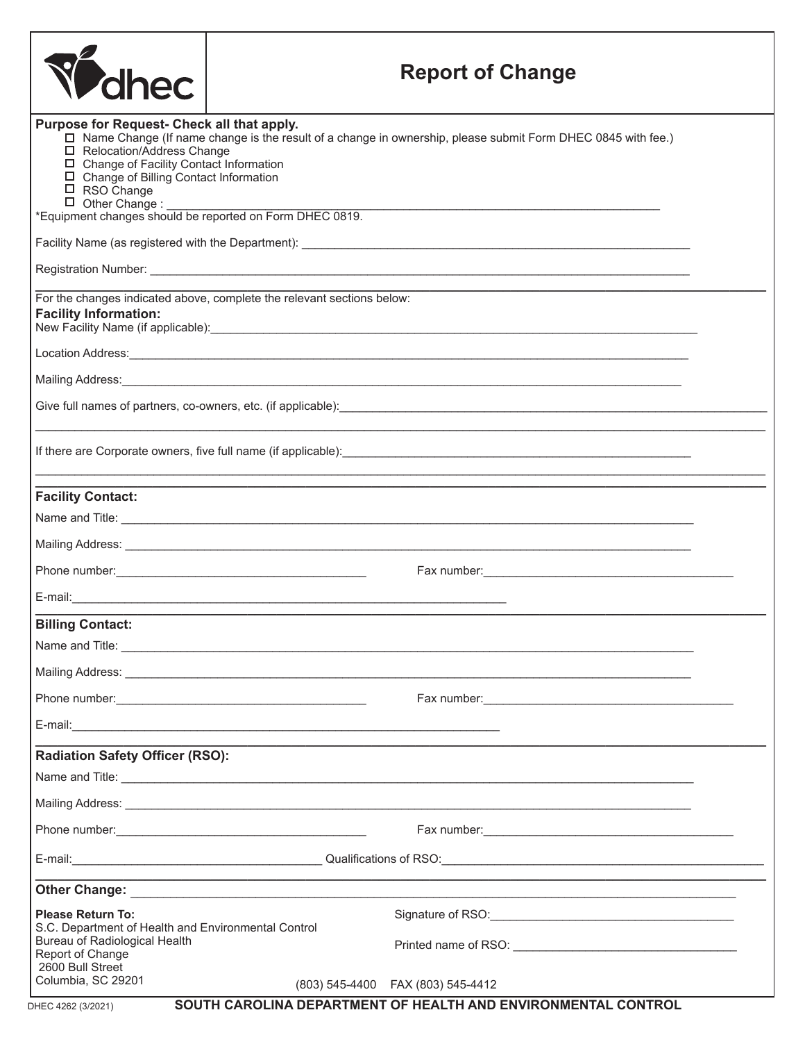# Report of Change

**Purpose for Request- Check all that apply.**

- ☐ Name Change (If name change is the result of a change in ownership, please submit Form DHEC 0845 with fee.)
- ☐ Relocation/Address Change
- ☐ Change of Facility Contact Information
- ☐ Change of Billing Contact Information
- ☐ RSO Change
- ☐ Other Change : ______________________________________________

*Equipment changes should be reported on Form DHEC 0819.

Facility Name (as registered with the Department): ______________________________________________

Registration Number: ______________________________________________

For the changes indicated above, complete the relevant sections below:

**Facility Information:**

New Facility Name (if applicable): ______________________________________________

Location Address: ______________________________________________

Mailing Address: ______________________________________________

Give full names of partners, co-owners, etc. (if applicable): ______________________________________________

______________________________________________

If there are Corporate owners, five full name (if applicable): ______________________________________________

______________________________________________

**Facility Contact:**

Name and Title: ______________________________________________

Mailing Address: ______________________________________________

Phone number: ____________________ Fax number: ____________________

E-mail: ______________________________________________

**Billing Contact:**

Name and Title: ______________________________________________

Mailing Address: ______________________________________________

Phone number: ____________________ Fax number: ____________________

E-mail: ______________________________________________

**Radiation Safety Officer (RSO):**

Name and Title: ______________________________________________

Mailing Address: ______________________________________________

Phone number: ____________________ Fax number: ____________________

E-mail: ____________________ Qualifications of RSO: ____________________

**Other Change:** ______________________________________________

**Please Return To:**
S.C. Department of Health and Environmental Control
Bureau of Radiological Health
Report of Change
2600 Bull Street
Columbia, SC 29201

Signature of RSO: ____________________

Printed name of RSO: ____________________

(803) 545-4400 FAX (803) 545-4412

DHEC 4262 (3/2021) **SOUTH CAROLINA DEPARTMENT OF HEALTH AND ENVIRONMENTAL CONTROL**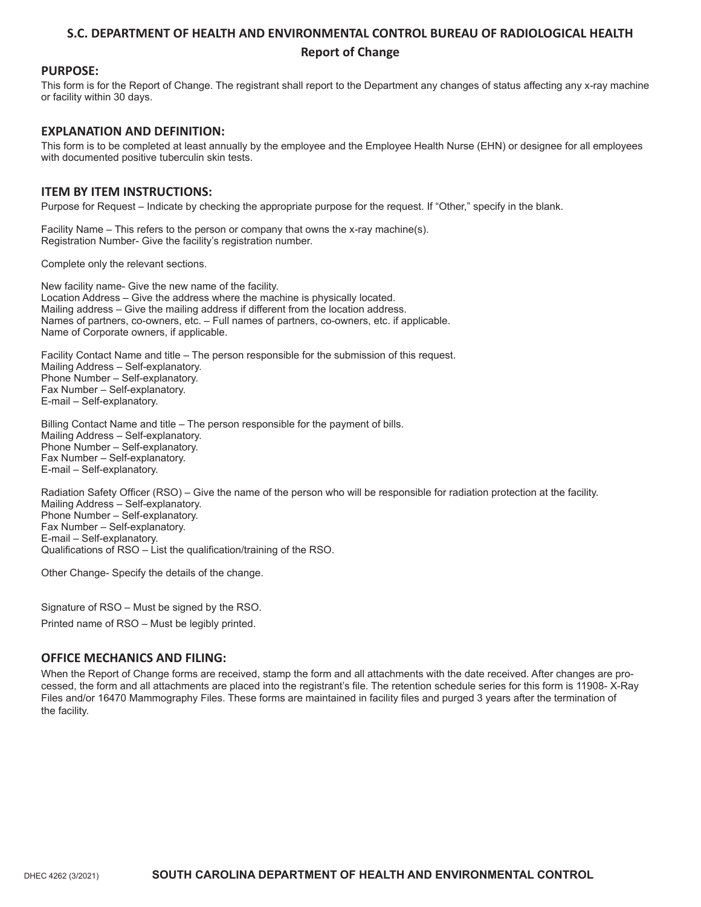# S.C. DEPARTMENT OF HEALTH AND ENVIRONMENTAL CONTROL BUREAU OF RADIOLOGICAL HEALTH

## Report of Change

### PURPOSE:

This form is for the Report of Change. The registrant shall report to the Department any changes of status affecting any x-ray machine or facility within 30 days.

### EXPLANATION AND DEFINITION:

This form is to be completed at least annually by the employee and the Employee Health Nurse (EHN) or designee for all employees with documented positive tuberculin skin tests.

### ITEM BY ITEM INSTRUCTIONS:

Purpose for Request – Indicate by checking the appropriate purpose for the request. If "Other," specify in the blank.

Facility Name – This refers to the person or company that owns the x-ray machine(s).
Registration Number- Give the facility's registration number.

Complete only the relevant sections.

New facility name- Give the new name of the facility.
Location Address – Give the address where the machine is physically located.
Mailing address – Give the mailing address if different from the location address.
Names of partners, co-owners, etc. – Full names of partners, co-owners, etc. if applicable.
Name of Corporate owners, if applicable.

Facility Contact Name and title – The person responsible for the submission of this request.
Mailing Address – Self-explanatory.
Phone Number – Self-explanatory.
Fax Number – Self-explanatory.
E-mail – Self-explanatory.

Billing Contact Name and title – The person responsible for the payment of bills.
Mailing Address – Self-explanatory.
Phone Number – Self-explanatory.
Fax Number – Self-explanatory.
E-mail – Self-explanatory.

Radiation Safety Officer (RSO) – Give the name of the person who will be responsible for radiation protection at the facility.
Mailing Address – Self-explanatory.
Phone Number – Self-explanatory.
Fax Number – Self-explanatory.
E-mail – Self-explanatory.
Qualifications of RSO – List the qualification/training of the RSO.

Other Change- Specify the details of the change.

Signature of RSO – Must be signed by the RSO.

Printed name of RSO – Must be legibly printed.

### OFFICE MECHANICS AND FILING:

When the Report of Change forms are received, stamp the form and all attachments with the date received. After changes are processed, the form and all attachments are placed into the registrant's file. The retention schedule series for this form is 11908- X-Ray Files and/or 16470 Mammography Files. These forms are maintained in facility files and purged 3 years after the termination of the facility.

DHEC 4262 (3/2021) **SOUTH CAROLINA DEPARTMENT OF HEALTH AND ENVIRONMENTAL CONTROL**